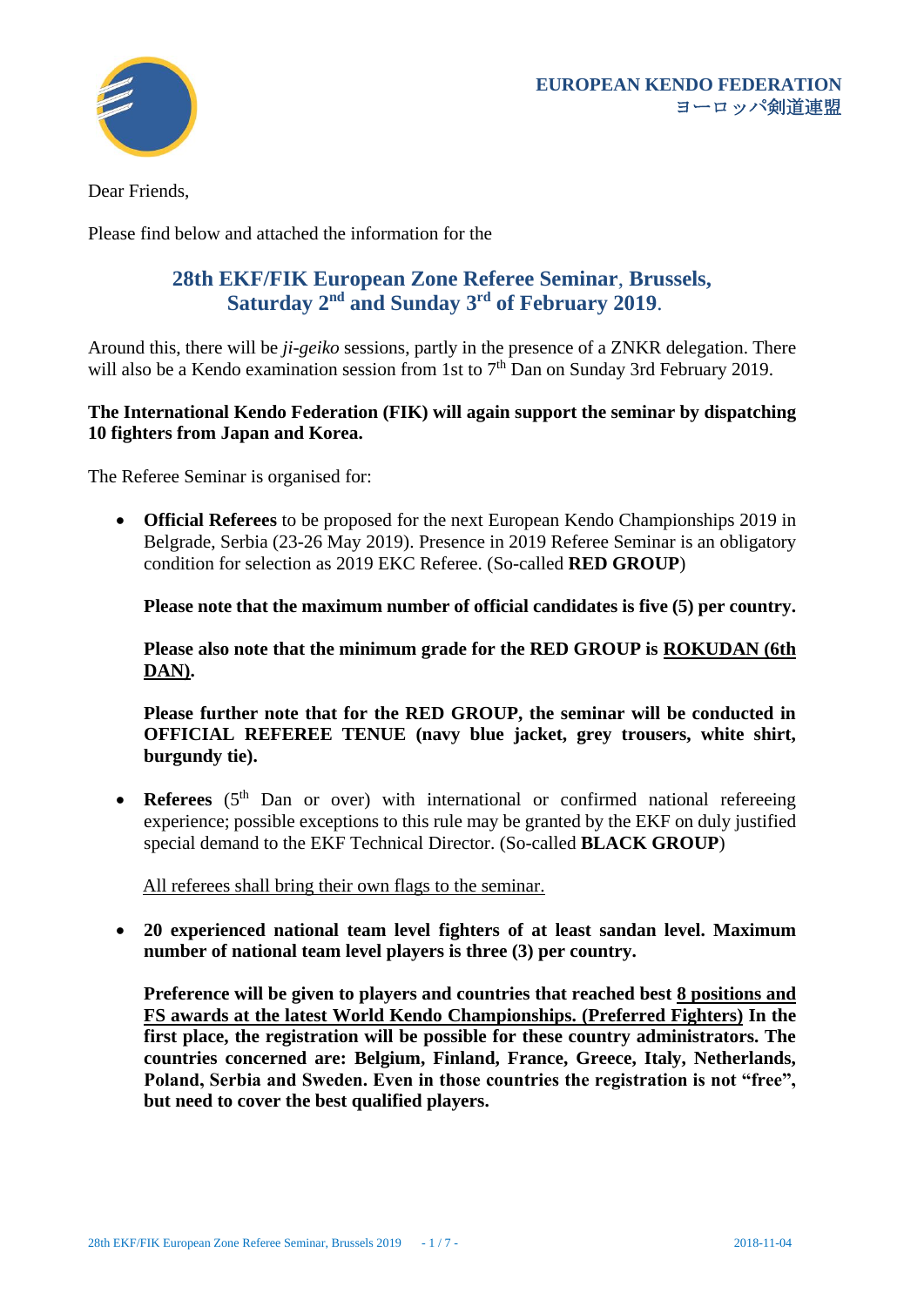**EUROPEAN KENDO FEDERATION**
**ヨーロッパ剣道連盟**

Dear Friends,

Please find below and attached the information for the

## 28th EKF/FIK European Zone Referee Seminar, Brussels, Saturday 2nd and Sunday 3rd of February 2019.

Around this, there will be *ji-geiko* sessions, partly in the presence of a ZNKR delegation. There will also be a Kendo examination session from 1st to 7th Dan on Sunday 3rd February 2019.

**The International Kendo Federation (FIK) will again support the seminar by dispatching 10 fighters from Japan and Korea.**

The Referee Seminar is organised for:

- **Official Referees** to be proposed for the next European Kendo Championships 2019 in Belgrade, Serbia (23-26 May 2019). Presence in 2019 Referee Seminar is an obligatory condition for selection as 2019 EKC Referee. (So-called **RED GROUP**)

  **Please note that the maximum number of official candidates is five (5) per country.**

  **Please also note that the minimum grade for the RED GROUP is ROKUDAN (6th DAN).**

  **Please further note that for the RED GROUP, the seminar will be conducted in OFFICIAL REFEREE TENUE (navy blue jacket, grey trousers, white shirt, burgundy tie).**

- **Referees** (5th Dan or over) with international or confirmed national refereeing experience; possible exceptions to this rule may be granted by the EKF on duly justified special demand to the EKF Technical Director. (So-called **BLACK GROUP**)

  All referees shall bring their own flags to the seminar.

- **20 experienced national team level fighters of at least sandan level. Maximum number of national team level players is three (3) per country.**

  **Preference will be given to players and countries that reached best 8 positions and FS awards at the latest World Kendo Championships. (Preferred Fighters) In the first place, the registration will be possible for these country administrators. The countries concerned are: Belgium, Finland, France, Greece, Italy, Netherlands, Poland, Serbia and Sweden. Even in those countries the registration is not "free", but need to cover the best qualified players.**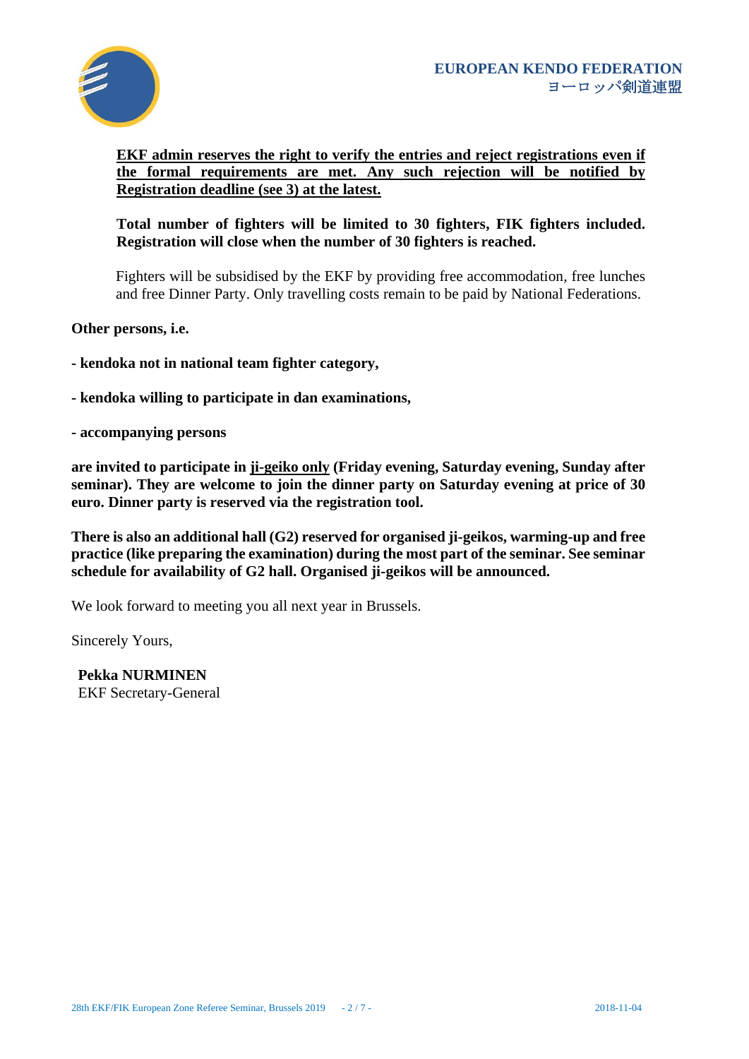**EKF admin reserves the right to verify the entries and reject registrations even if the formal requirements are met. Any such rejection will be notified by Registration deadline (see 3) at the latest.**

**Total number of fighters will be limited to 30 fighters, FIK fighters included. Registration will close when the number of 30 fighters is reached.**

Fighters will be subsidised by the EKF by providing free accommodation, free lunches and free Dinner Party. Only travelling costs remain to be paid by National Federations.

**Other persons, i.e.**

**- kendoka not in national team fighter category,**

**- kendoka willing to participate in dan examinations,**

**- accompanying persons**

**are invited to participate in ji-geiko only (Friday evening, Saturday evening, Sunday after seminar). They are welcome to join the dinner party on Saturday evening at price of 30 euro. Dinner party is reserved via the registration tool.**

**There is also an additional hall (G2) reserved for organised ji-geikos, warming-up and free practice (like preparing the examination) during the most part of the seminar. See seminar schedule for availability of G2 hall. Organised ji-geikos will be announced.**

We look forward to meeting you all next year in Brussels.

Sincerely Yours,

**Pekka NURMINEN**
EKF Secretary-General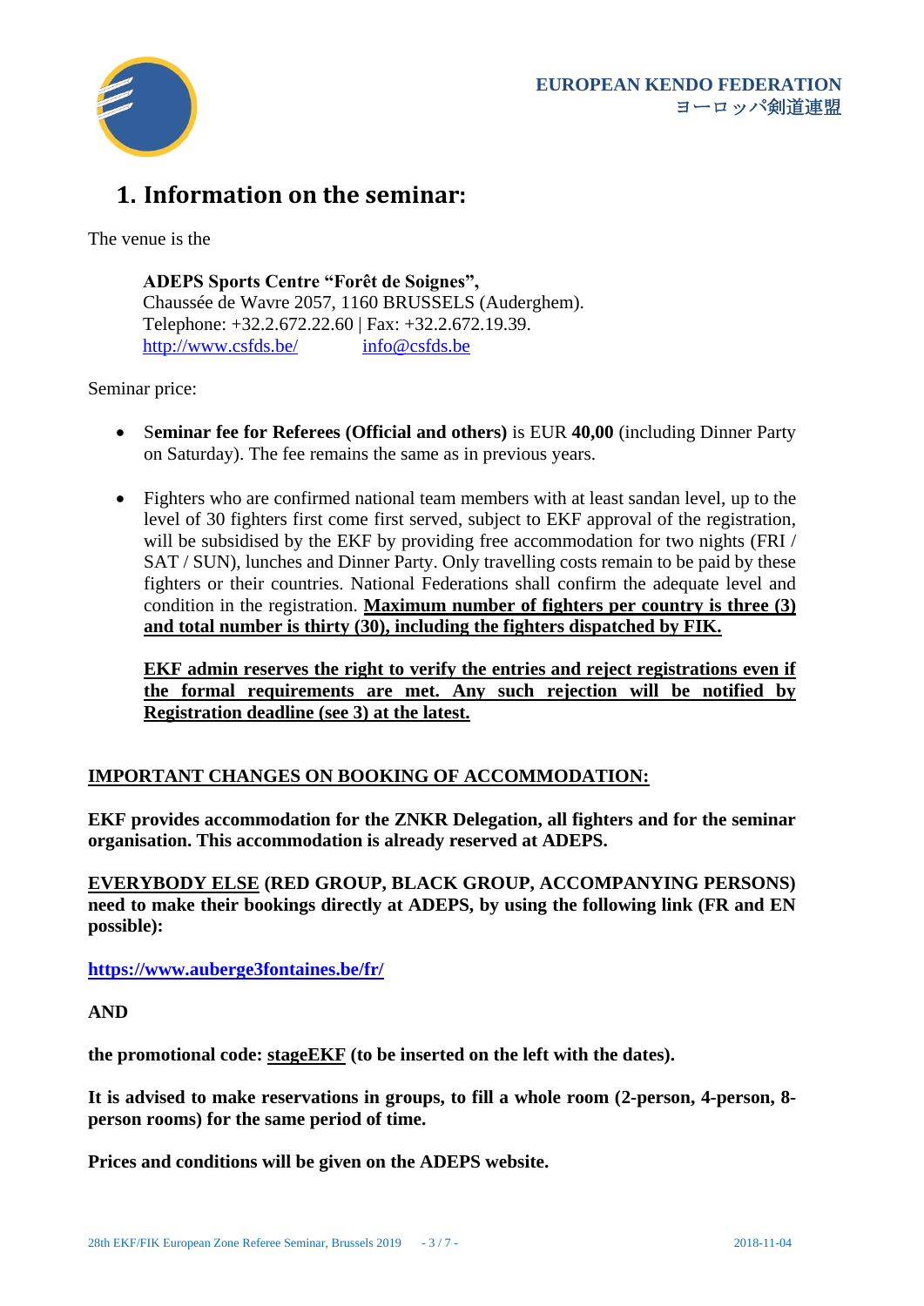# 1. Information on the seminar:

The venue is the

> **ADEPS Sports Centre "Forêt de Soignes",**
> Chaussée de Wavre 2057, 1160 BRUSSELS (Auderghem).
> Telephone: +32.2.672.22.60 | Fax: +32.2.672.19.39.
> http://www.csfds.be/ info@csfds.be

Seminar price:

- **Seminar fee for Referees (Official and others)** is EUR **40,00** (including Dinner Party on Saturday). The fee remains the same as in previous years.

- Fighters who are confirmed national team members with at least sandan level, up to the level of 30 fighters first come first served, subject to EKF approval of the registration, will be subsidised by the EKF by providing free accommodation for two nights (FRI / SAT / SUN), lunches and Dinner Party. Only travelling costs remain to be paid by these fighters or their countries. National Federations shall confirm the adequate level and condition in the registration. **Maximum number of fighters per country is three (3) and total number is thirty (30), including the fighters dispatched by FIK.**

  **EKF admin reserves the right to verify the entries and reject registrations even if the formal requirements are met. Any such rejection will be notified by Registration deadline (see 3) at the latest.**

**IMPORTANT CHANGES ON BOOKING OF ACCOMMODATION:**

**EKF provides accommodation for the ZNKR Delegation, all fighters and for the seminar organisation. This accommodation is already reserved at ADEPS.**

**EVERYBODY ELSE (RED GROUP, BLACK GROUP, ACCOMPANYING PERSONS) need to make their bookings directly at ADEPS, by using the following link (FR and EN possible):**

**https://www.auberge3fontaines.be/fr/**

**AND**

**the promotional code: stageEKF (to be inserted on the left with the dates).**

**It is advised to make reservations in groups, to fill a whole room (2-person, 4-person, 8-person rooms) for the same period of time.**

**Prices and conditions will be given on the ADEPS website.**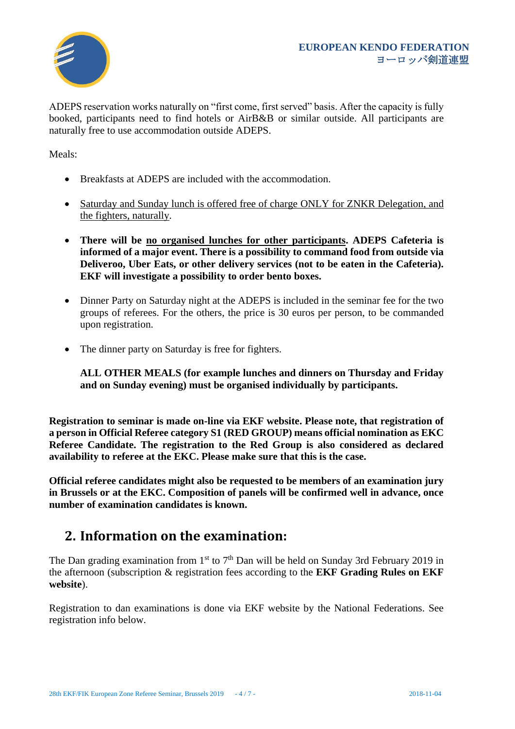ADEPS reservation works naturally on "first come, first served" basis. After the capacity is fully booked, participants need to find hotels or AirB&B or similar outside. All participants are naturally free to use accommodation outside ADEPS.

Meals:

- Breakfasts at ADEPS are included with the accommodation.
- <u>Saturday and Sunday lunch is offered free of charge ONLY for ZNKR Delegation, and the fighters, naturally</u>.
- **There will be <u>no organised lunches for other participants</u>. ADEPS Cafeteria is informed of a major event. There is a possibility to command food from outside via Deliveroo, Uber Eats, or other delivery services (not to be eaten in the Cafeteria). EKF will investigate a possibility to order bento boxes.**
- Dinner Party on Saturday night at the ADEPS is included in the seminar fee for the two groups of referees. For the others, the price is 30 euros per person, to be commanded upon registration.
- The dinner party on Saturday is free for fighters.

  **ALL OTHER MEALS (for example lunches and dinners on Thursday and Friday and on Sunday evening) must be organised individually by participants.**

**Registration to seminar is made on-line via EKF website. Please note, that registration of a person in Official Referee category S1 (RED GROUP) means official nomination as EKC Referee Candidate. The registration to the Red Group is also considered as declared availability to referee at the EKC. Please make sure that this is the case.**

**Official referee candidates might also be requested to be members of an examination jury in Brussels or at the EKC. Composition of panels will be confirmed well in advance, once number of examination candidates is known.**

## 2. Information on the examination:

The Dan grading examination from 1st to 7th Dan will be held on Sunday 3rd February 2019 in the afternoon (subscription & registration fees according to the **EKF Grading Rules on EKF website**).

Registration to dan examinations is done via EKF website by the National Federations. See registration info below.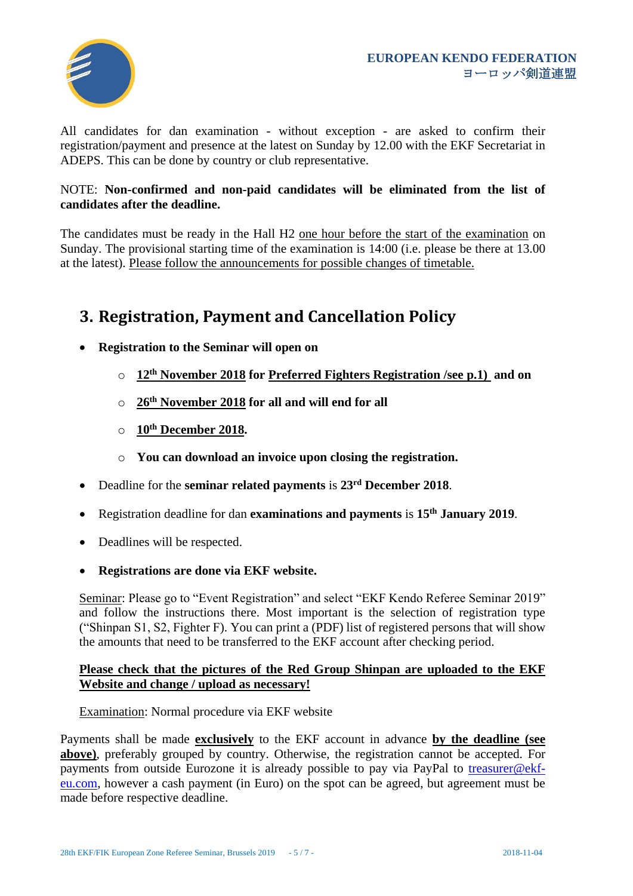All candidates for dan examination - without exception - are asked to confirm their registration/payment and presence at the latest on Sunday by 12.00 with the EKF Secretariat in ADEPS. This can be done by country or club representative.

NOTE: **Non-confirmed and non-paid candidates will be eliminated from the list of candidates after the deadline.**

The candidates must be ready in the Hall H2 one hour before the start of the examination on Sunday. The provisional starting time of the examination is 14:00 (i.e. please be there at 13.00 at the latest). Please follow the announcements for possible changes of timetable.

## 3. Registration, Payment and Cancellation Policy

- **Registration to the Seminar will open on**
  - **12th November 2018 for Preferred Fighters Registration /see p.1) and on**
  - **26th November 2018 for all and will end for all**
  - **10th December 2018.**
  - **You can download an invoice upon closing the registration.**
- Deadline for the **seminar related payments** is **23rd December 2018**.
- Registration deadline for dan **examinations and payments** is **15th January 2019**.
- Deadlines will be respected.
- **Registrations are done via EKF website.**

Seminar: Please go to "Event Registration" and select "EKF Kendo Referee Seminar 2019" and follow the instructions there. Most important is the selection of registration type ("Shinpan S1, S2, Fighter F). You can print a (PDF) list of registered persons that will show the amounts that need to be transferred to the EKF account after checking period.

**Please check that the pictures of the Red Group Shinpan are uploaded to the EKF Website and change / upload as necessary!**

Examination: Normal procedure via EKF website

Payments shall be made **exclusively** to the EKF account in advance **by the deadline (see above)**, preferably grouped by country. Otherwise, the registration cannot be accepted. For payments from outside Eurozone it is already possible to pay via PayPal to treasurer@ekf-eu.com, however a cash payment (in Euro) on the spot can be agreed, but agreement must be made before respective deadline.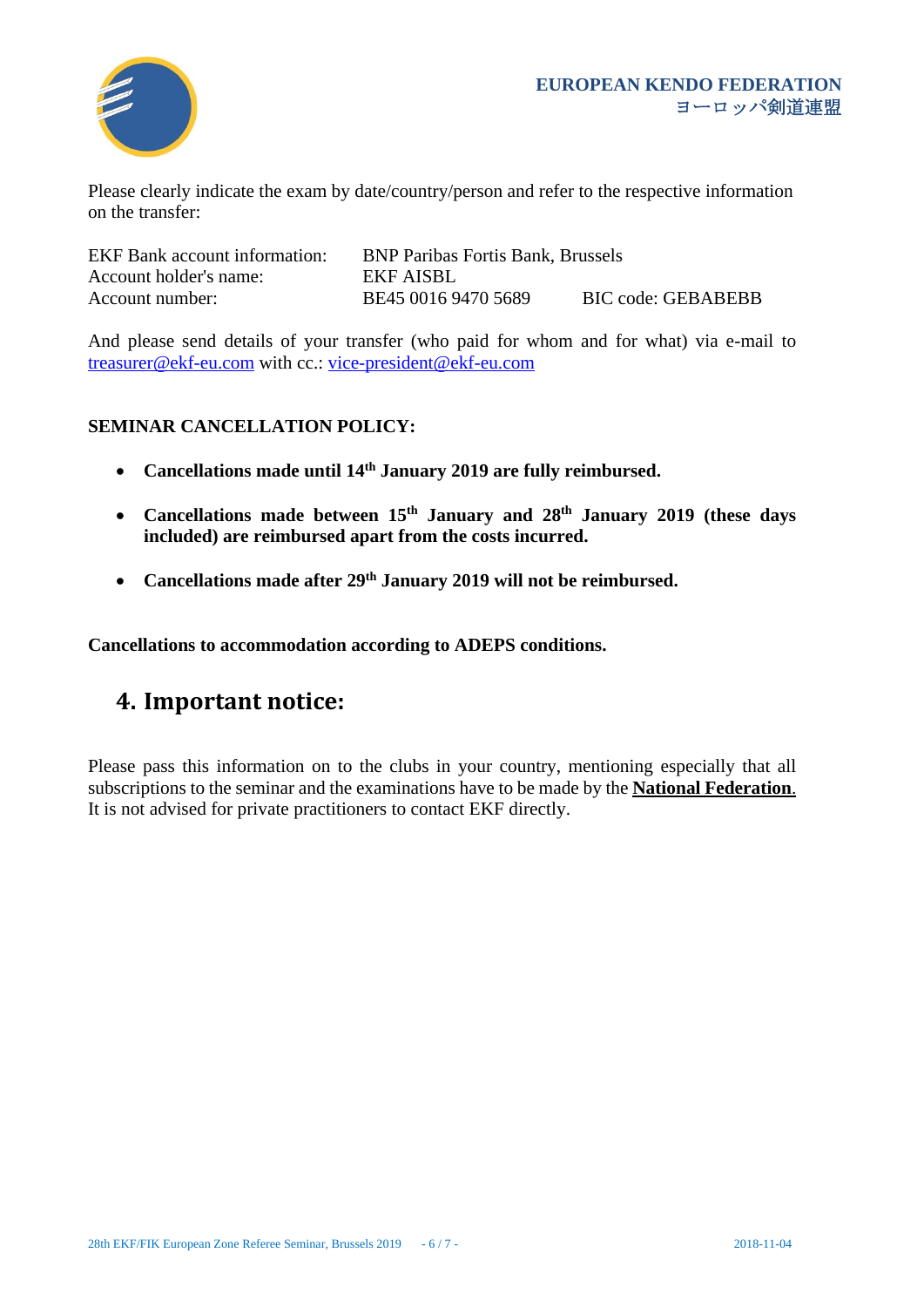Please clearly indicate the exam by date/country/person and refer to the respective information on the transfer:

| | | |
|---|---|---|
| EKF Bank account information: | BNP Paribas Fortis Bank, Brussels | |
| Account holder's name: | EKF AISBL | |
| Account number: | BE45 0016 9470 5689 | BIC code: GEBABEBB |

And please send details of your transfer (who paid for whom and for what) via e-mail to treasurer@ekf-eu.com with cc.: vice-president@ekf-eu.com

**SEMINAR CANCELLATION POLICY:**

- **Cancellations made until 14th January 2019 are fully reimbursed.**
- **Cancellations made between 15th January and 28th January 2019 (these days included) are reimbursed apart from the costs incurred.**
- **Cancellations made after 29th January 2019 will not be reimbursed.**

**Cancellations to accommodation according to ADEPS conditions.**

## 4. Important notice:

Please pass this information on to the clubs in your country, mentioning especially that all subscriptions to the seminar and the examinations have to be made by the **National Federation**. It is not advised for private practitioners to contact EKF directly.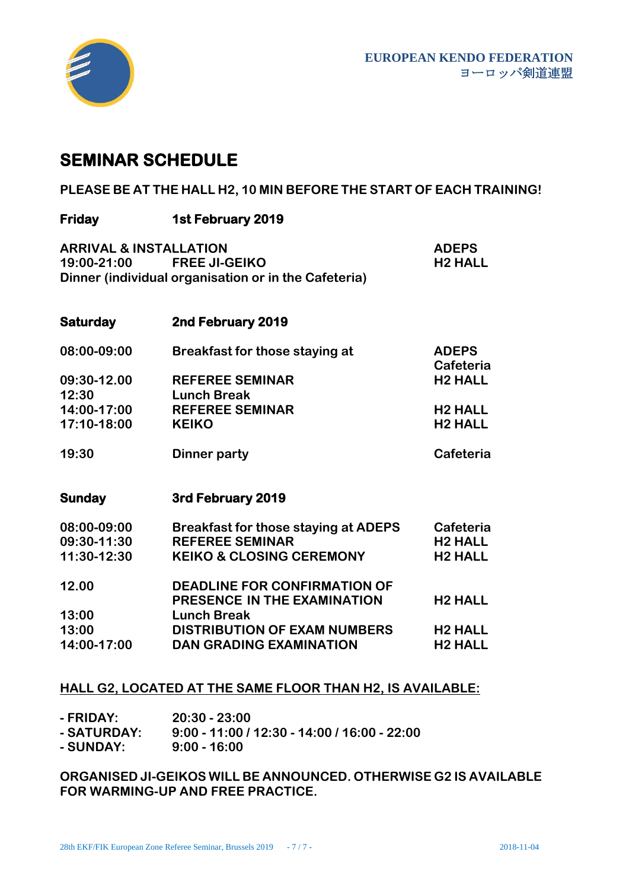EUROPEAN KENDO FEDERATION
ヨーロッパ剣道連盟

# SEMINAR SCHEDULE

**PLEASE BE AT THE HALL H2, 10 MIN BEFORE THE START OF EACH TRAINING!**

**Friday 1st February 2019**

| | | |
|---|---|---|
| ARRIVAL & INSTALLATION | | ADEPS |
| 19:00-21:00 | FREE JI-GEIKO | H2 HALL |
| Dinner (individual organisation or in the Cafeteria) | | |

**Saturday 2nd February 2019**

| | | |
|---|---|---|
| 08:00-09:00 | Breakfast for those staying at | ADEPS Cafeteria |
| 09:30-12.00 | REFEREE SEMINAR | H2 HALL |
| 12:30 | Lunch Break | |
| 14:00-17:00 | REFEREE SEMINAR | H2 HALL |
| 17:10-18:00 | KEIKO | H2 HALL |
| 19:30 | Dinner party | Cafeteria |

**Sunday 3rd February 2019**

| | | |
|---|---|---|
| 08:00-09:00 | Breakfast for those staying at ADEPS | Cafeteria |
| 09:30-11:30 | REFEREE SEMINAR | H2 HALL |
| 11:30-12:30 | KEIKO & CLOSING CEREMONY | H2 HALL |
| 12.00 | DEADLINE FOR CONFIRMATION OF PRESENCE IN THE EXAMINATION | H2 HALL |
| 13:00 | Lunch Break | |
| 13:00 | DISTRIBUTION OF EXAM NUMBERS | H2 HALL |
| 14:00-17:00 | DAN GRADING EXAMINATION | H2 HALL |

**HALL G2, LOCATED AT THE SAME FLOOR THAN H2, IS AVAILABLE:**

- FRIDAY: 20:30 - 23:00
- SATURDAY: 9:00 - 11:00 / 12:30 - 14:00 / 16:00 - 22:00
- SUNDAY: 9:00 - 16:00

**ORGANISED JI-GEIKOS WILL BE ANNOUNCED. OTHERWISE G2 IS AVAILABLE FOR WARMING-UP AND FREE PRACTICE.**